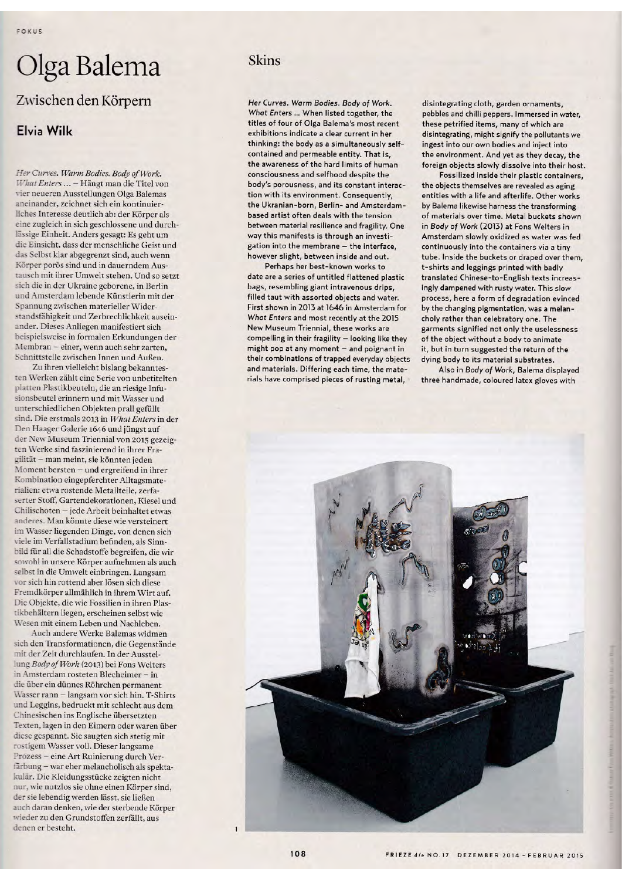FOKUS

# Olga Balema

## Zwischen den Körpern

### Elvia Wilk

*Her Curves. Warm Bodies. Body of Work. What Enters …* – Hängt man die Titel von vier neueren Ausstellungen Olga Balemas aneinander, zeichnet sich ein kontinuierliches Interesse deutlich ab: der Körper als eine zugleich in sich geschlossene und durchlässige Einheit. Anders gesagt: Es geht um die Einsicht, dass der menschliche Geist und das Selbst klar abgegrenzt sind, auch wenn Körper porös sind und in dauerndem Austausch mit ihrer Umwelt stehen. Und so setzt sich die in der Ukraine geborene, in Berlin und Amsterdam lebende Künstlerin mit der Spannung zwischen materieller Widerstandsfähigkeit und Zerbrechlichkeit auseinander. Dieses Anliegen manifestiert sich beispielsweise in formalen Erkundungen der Membran – einer, wenn auch sehr zarten, Schnittstelle zwischen Innen und Außen.

Zu ihren vielleicht bislang bekanntesten Werken zählt eine Serie von unbetitelten platten Plastikbeuteln, die an riesige Infusionsbeutel erinnern und mit Wasser und unterschiedlichen Objekten prall gefüllt sind. Die erstmals 2013 in *What Enters* in der Den Haager Galerie 1646 und jüngst auf der New Museum Triennial von 2015 gezeigten Werke sind faszinierend in ihrer Fragilität – man meint, sie könnten jeden Moment bersten – und ergreifend in ihrer Kombination eingepferchter Alltagsmaterialien: etwa rostende Metallteile, zerfaserter Stoff, Gartendekorationen, Kiesel und Chilischoten – jede Arbeit beinhaltet etwas anderes. Man könnte diese wie versteinert im Wasser liegenden Dinge, von denen sich viele im Verfallstadium befinden, als Sinnbild für all die Schadstoffe begreifen, die wir sowohl in unsere Körper aufnehmen als auch selbst in die Umwelt einbringen. Langsam vor sich hin rottend aber lösen sich diese Fremdkörper allmählich in ihrem Wirt auf. Die Objekte, die wie Fossilien in ihren Plastikbehältern liegen, erscheinen selbst wie Wesen mit einem Leben und Nachleben.

Auch andere Werke Balemas widmen sich den Transformationen, die Gegenstände mit der Zeit durchlaufen. In der Ausstellung *Body of Work* (2013) bei Fons Welters in Amsterdam rosteten Blecheimer – in die über ein dünnes Röhrchen permanent Wasser rann – langsam vor sich hin. T-Shirts und Leggins, bedruckt mit schlecht aus dem Chinesischen ins Englische übersetzten Texten, lagen in den Eimern oder waren über diese gespannt. Sie saugten sich stetig mit rostigem Wasser voll. Dieser langsame Prozess – eine Art Ruinierung durch Verfärbung – war eher melancholisch als spektakulär. Die Kleidungsstücke zeigten nicht nur, wie nutzlos sie ohne einen Körper sind, der sie lebendig werden lässt, sie ließen auch daran denken, wie der sterbende Körper wieder zu den Grundstoffen zerfällt, aus denen er besteht.

## Skins

*Her Curves. Warm Bodies. Body of Work. What Enters …* When listed together, the titles of four of Olga Balema's most recent exhibitions indicate a clear current in her thinking: the body as a simultaneously self-contained and permeable entity. That is, the awareness of the hard limits of human consciousness and selfhood despite the body's porousness, and its constant interaction with its environment. Consequently, the Ukranian-born, Berlin- and Amsterdam-based artist often deals with the tension between material resilience and fragility. One way this manifests is through an investigation into the membrane – the interface, however slight, between inside and out.

Perhaps her best-known works to date are a series of untitled flattened plastic bags, resembling giant intravenous drips, filled taut with assorted objects and water. First shown in 2013 at 1646 in Amsterdam for *What Enters* and most recently at the 2015 New Museum Triennial, these works are compelling in their fragility – looking like they might pop at any moment – and poignant in their combinations of trapped everyday objects and materials. Differing each time, the materials have comprised pieces of rusting metal, disintegrating cloth, garden ornaments, pebbles and chilli peppers. Immersed in water, these petrified items, many of which are disintegrating, might signify the pollutants we ingest into our own bodies and inject into the environment. And yet as they decay, the foreign objects slowly dissolve into their host.

Fossilized inside their plastic containers, the objects themselves are revealed as aging entities with a life and afterlife. Other works by Balema likewise harness the transforming of materials over time. Metal buckets shown in *Body of Work* (2013) at Fons Welters in Amsterdam slowly oxidized as water was fed continuously into the containers via a tiny tube. Inside the buckets or draped over them, t-shirts and leggings printed with badly translated Chinese-to-English texts increasingly dampened with rusty water. This slow process, here a form of degradation evinced by the changing pigmentation, was a melancholy rather than celebratory one. The garments signified not only the uselessness of the object without a body to animate it, but in turn suggested the return of the dying body to its material substrates.

Also in *Body of Work*, Balema displayed three handmade, coloured latex gloves with

1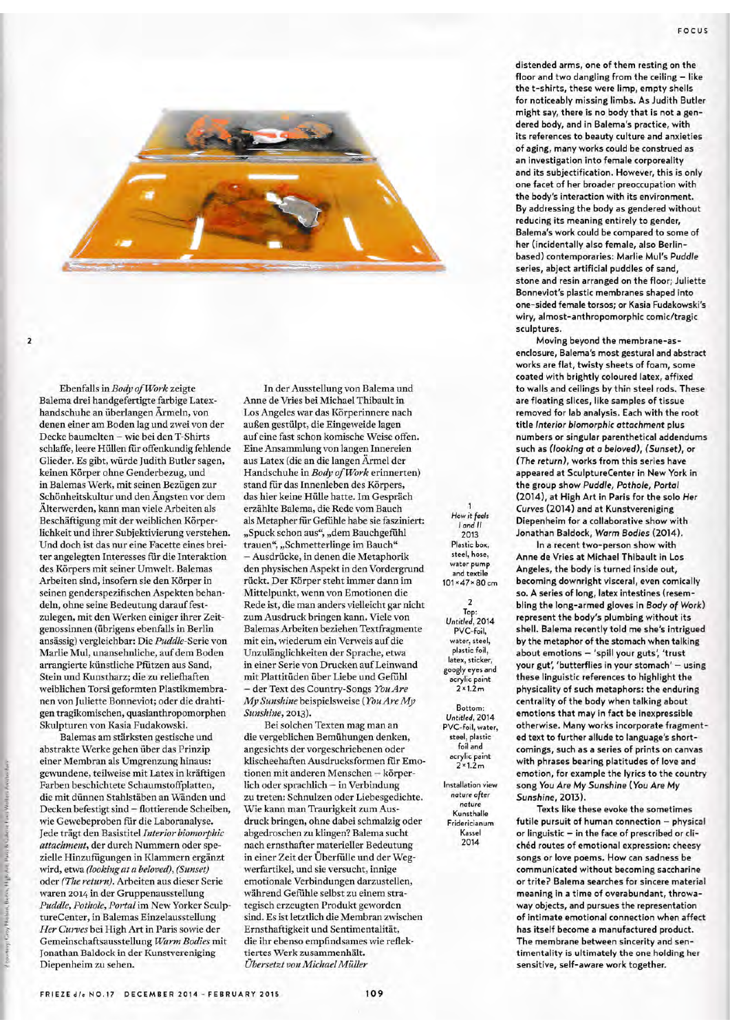Ebenfalls in *Body of Work* zeigte Balema drei handgefertigte farbige Latexhandschuhe mit überlangen Ärmeln, von denen einer am Boden lag und zwei von der Decke baumelten – wie bei den T-Shirts schlaffe, leere Hüllen für offenkundig fehlende Glieder. Es gibt, würde Judith Butler sagen, keinen Körper ohne Genderbezug, und in Balemas Werk, mit seinen Bezügen zur Schönheitskultur und den Ängsten vor dem Älterwerden, kann man viele Arbeiten als Beschäftigung mit der weiblichen Körperlichkeit und ihrer Subjektivierung verstehen. Und doch ist das nur eine Facette eines breiter angelegten Interesses für die Interaktion des Körpers mit seiner Umwelt. Balemas Arbeiten sind, insofern sie den Körper in seinen genderspezifischen Aspekten behandeln, ohne seine Bedeutung darauf festzulegen, mit den Werken einiger ihrer Zeitgenossinnen (übrigens ebenfalls in Berlin ansässig) vergleichbar: Die *Puddle*-Serie von Marlie Mul, unansehnliche, auf dem Boden arrangierte künstliche Pfützen aus Sand, Stein und Kunstharz; die zu reliefhaften weiblichen Torsi geformten Plastikmembranen von Juliette Bonneviot; oder die drahtigen tragikomischen, quasianthropomorphen Skulpturen von Kasia Fudakowski.

Balemas am stärksten gestische und abstrakte Werke gehen über das Prinzip einer Membran als Umgrenzung hinaus: gewundene, teilweise mit Latex in kräftigen Farben beschichtete Schaumstoffplatten, die mit dünnen Stahlstäben an Wänden und Decken befestigt sind – flottierende Scheiben, wie Gewebeproben für die Laboranalyse. Jede trägt den Basistitel *Interior biomorphic attachment*, der durch Nummern oder spezielle Hinzufügungen in Klammern ergänzt wird, etwa *(looking at a beloved)*, *(Sunset)* oder *(The return)*. Arbeiten aus dieser Serie waren 2014 in der Gruppenausstellung *Puddle, Pothole, Portal* im New Yorker SculptureCenter, in Balemas Einzelausstellung *Her Curves* bei High Art in Paris sowie der Gemeinschaftsausstellung *Warm Bodies* mit Jonathan Baldock in der Kunstvereniging Diepenheim zu sehen.

In der Ausstellung von Balema und Anne de Vries bei Michael Thibault in Los Angeles war das Körperinnere nach außen gestülpt, die Eingeweide lagen auf eine fast schon komische Weise offen. Eine Ansammlung von langen Innereien aus Latex (die an die langen Ärmel der Handschuhe in *Body of Work* erinnerten) stand für das Innenleben des Körpers, das hier keine Hülle hatte. Im Gespräch erzählte Balema, die Rede vom Bauch als Metapher für Gefühle habe sie fasziniert: „Spuck schon aus", „dem Bauchgefühl trauen", „Schmetterlinge im Bauch" – Ausdrücke, in denen die Metaphorik den physischen Aspekt in den Vordergrund rückt. Der Körper steht immer dann im Mittelpunkt, wenn von Emotionen die Rede ist, die man anders vielleicht gar nicht zum Ausdruck bringen kann. Viele von Balemas Arbeiten beziehen Textfragmente mit ein, wiederum ein Verweis auf die Unzulänglichkeiten der Sprache, etwa in einer Serie von Drucken auf Leinwand mit Plattitüden über Liebe und Gefühl – der Text des Country-Songs *You Are My Sunshine* beispielsweise (*You Are My Sunshine*, 2013).

Bei solchen Texten mag man an die vergeblichen Bemühungen denken, angesichts der vorgeschriebenen oder klischeehaften Ausdrucksformen für Emotionen mit anderen Menschen – körperlich oder sprachlich – in Verbindung zu treten: Schnulzen oder Liebesgedichte. Wie kann man Traurigkeit zum Ausdruck bringen, ohne dabei schmalzig oder abgedroschen zu klingen? Balema sucht nach ernsthafter materieller Bedeutung in einer Zeit der Überfülle und der Wegwerfartikel, und sie versucht, innige emotionale Verbindungen darzustellen, während Gefühle selbst zu einem strategisch erzeugten Produkt geworden sind. Es ist letztlich die Membran zwischen Ernsthaftigkeit und Sentimentalität, die ihr ebenso empfindsames wie reflektiertes Werk zusammenhält.

*Übersetzt von Michael Müller*

1
*How it feels I and II*
2013
Plastic box, steel, hose, water pump and textile
101 × 47 × 80 cm

2
Top:
*Untitled*, 2014
PVC-foil, water, steel, plastic foil, latex, sticker, googly eyes and acrylic paint
2 × 1.2 m

Bottom:
*Untitled*, 2014
PVC-foil, water, steel, plastic foil and acrylic paint
2 × 1.2 m

Installation view *nature after nature* Kunsthalle Fridericianum Kassel 2014

distended arms, one of them resting on the floor and two dangling from the ceiling – like the t-shirts, these were limp, empty shells for noticeably missing limbs. As Judith Butler might say, there is no body that is not a gendered body, and in Balema's practice, with its references to beauty culture and anxieties of aging, many works could be construed as an investigation into female corporeality and its subjectification. However, this is only one facet of her broader preoccupation with the body's interaction with its environment. By addressing the body as gendered without reducing its meaning entirely to gender, Balema's work could be compared to some of her (incidentally also female, also Berlin-based) contemporaries: Marlie Mul's *Puddle* series, abject artificial puddles of sand, stone and resin arranged on the floor; Juliette Bonneviot's plastic membranes shaped into one-sided female torsos; or Kasia Fudakowski's wiry, almost-anthropomorphic comic/tragic sculptures.

Moving beyond the membrane-as-enclosure, Balema's most gestural and abstract works are flat, twisty sheets of foam, some coated with brightly coloured latex, affixed to walls and ceilings by thin steel rods. These are floating slices, like samples of tissue removed for lab analysis. Each with the root title *Interior biomorphic attachment* plus numbers or singular parenthetical addendums such as *(looking at a beloved)*, *(Sunset)*, or *(The return)*, works from this series have appeared at SculptureCenter in New York in the group show *Puddle, Pothole, Portal* (2014), at High Art in Paris for the solo *Her Curves* (2014) and at Kunstvereniging Diepenheim for a collaborative show with Jonathan Baldock, *Warm Bodies* (2014).

In a recent two-person show with Anne de Vries at Michael Thibault in Los Angeles, the body is turned inside out, becoming downright visceral, even comically so. A series of long, latex intestines (resembling the long-armed gloves in *Body of Work*) represent the body's plumbing without its shell. Balema recently told me she's intrigued by the metaphor of the stomach when talking about emotions – 'spill your guts', 'trust your gut', 'butterflies in your stomach' – using these linguistic references to highlight the physicality of such metaphors: the enduring centrality of the body when talking about emotions that may in fact be inexpressible otherwise. Many works incorporate fragmented text to further allude to language's shortcomings, such as a series of prints on canvas with phrases bearing platitudes of love and emotion, for example the lyrics to the country song *You Are My Sunshine* (*You Are My Sunshine*, 2013).

Texts like these evoke the sometimes futile pursuit of human connection – physical or linguistic – in the face of prescribed or clichéd routes of emotional expression: cheesy songs or love poems. How can sadness be communicated without becoming saccharine or trite? Balema searches for sincere material meaning in a time of overabundant, throwaway objects, and pursues the representation of intimate emotional connection when affect has itself become a manufactured product. The membrane between sincerity and sentimentality is ultimately the one holding her sensitive, self-aware work together.